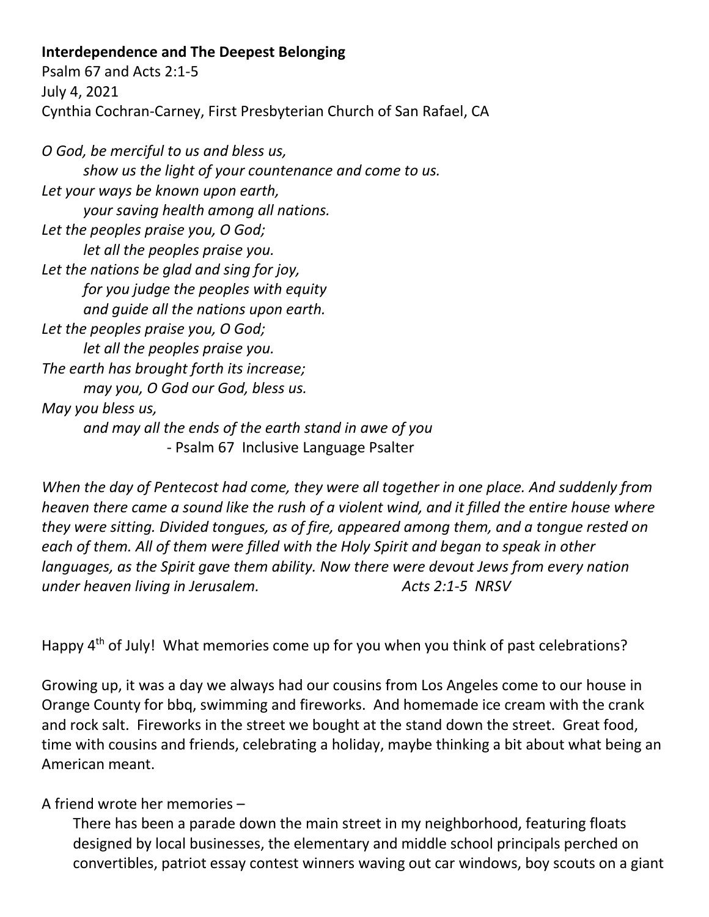**Interdependence and The Deepest Belonging**

Psalm 67 and Acts 2:1-5

July 4, 2021

Cynthia Cochran-Carney, First Presbyterian Church of San Rafael, CA

*O God, be merciful to us and bless us,*
*show us the light of your countenance and come to us.*
*Let your ways be known upon earth,*
*your saving health among all nations.*
*Let the peoples praise you, O God;*
*let all the peoples praise you.*
*Let the nations be glad and sing for joy,*
*for you judge the peoples with equity*
*and guide all the nations upon earth.*
*Let the peoples praise you, O God;*
*let all the peoples praise you.*
*The earth has brought forth its increase;*
*may you, O God our God, bless us.*
*May you bless us,*
*and may all the ends of the earth stand in awe of you*

\- Psalm 67 Inclusive Language Psalter

*When the day of Pentecost had come, they were all together in one place. And suddenly from heaven there came a sound like the rush of a violent wind, and it filled the entire house where they were sitting. Divided tongues, as of fire, appeared among them, and a tongue rested on each of them. All of them were filled with the Holy Spirit and began to speak in other languages, as the Spirit gave them ability. Now there were devout Jews from every nation under heaven living in Jerusalem.* *Acts 2:1-5 NRSV*

Happy 4th of July! What memories come up for you when you think of past celebrations?

Growing up, it was a day we always had our cousins from Los Angeles come to our house in Orange County for bbq, swimming and fireworks. And homemade ice cream with the crank and rock salt. Fireworks in the street we bought at the stand down the street. Great food, time with cousins and friends, celebrating a holiday, maybe thinking a bit about what being an American meant.

A friend wrote her memories –

> There has been a parade down the main street in my neighborhood, featuring floats designed by local businesses, the elementary and middle school principals perched on convertibles, patriot essay contest winners waving out car windows, boy scouts on a giant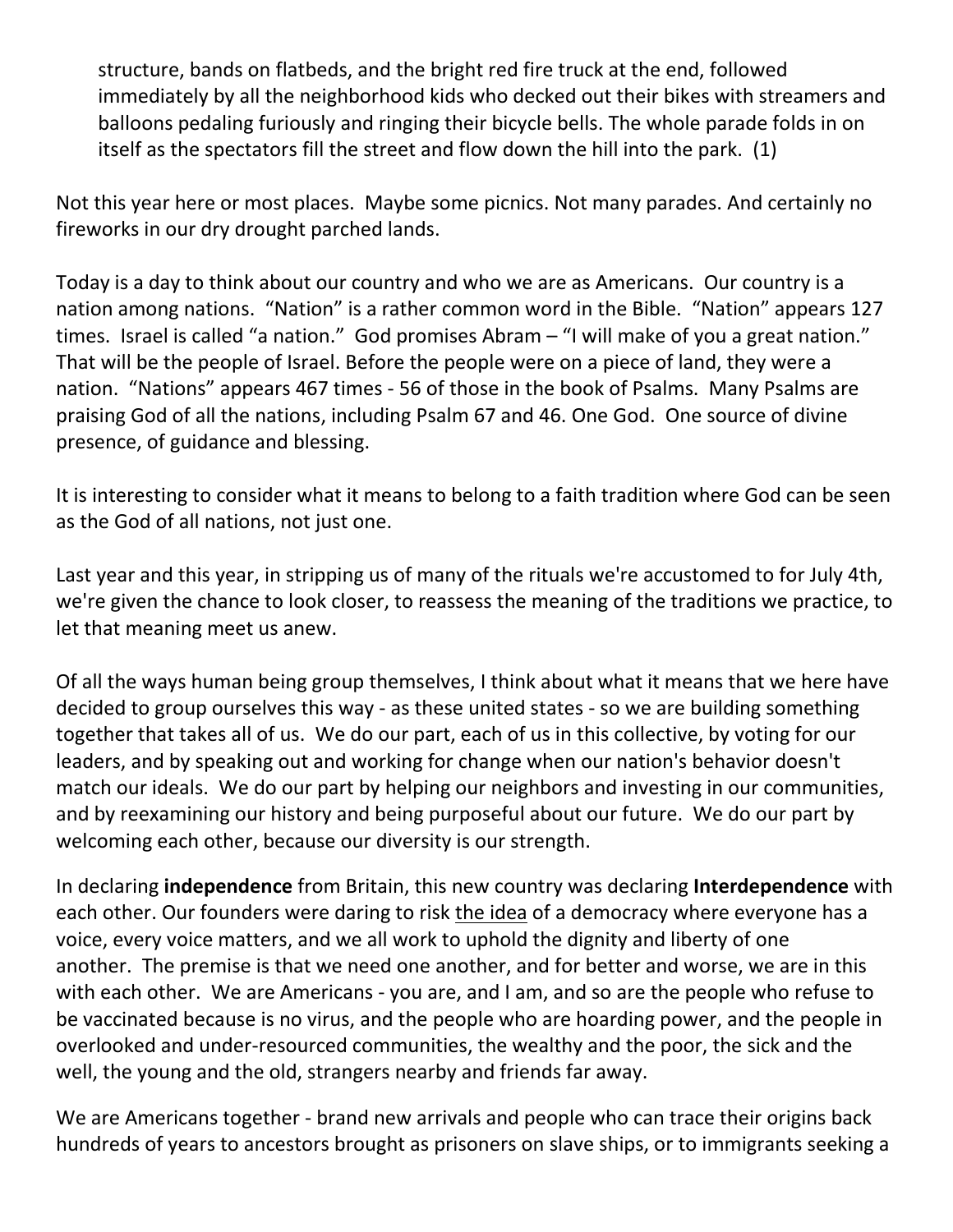structure, bands on flatbeds, and the bright red fire truck at the end, followed immediately by all the neighborhood kids who decked out their bikes with streamers and balloons pedaling furiously and ringing their bicycle bells. The whole parade folds in on itself as the spectators fill the street and flow down the hill into the park. (1)

Not this year here or most places. Maybe some picnics. Not many parades. And certainly no fireworks in our dry drought parched lands.

Today is a day to think about our country and who we are as Americans. Our country is a nation among nations. "Nation" is a rather common word in the Bible. "Nation" appears 127 times. Israel is called "a nation." God promises Abram – "I will make of you a great nation." That will be the people of Israel. Before the people were on a piece of land, they were a nation. "Nations" appears 467 times - 56 of those in the book of Psalms. Many Psalms are praising God of all the nations, including Psalm 67 and 46. One God. One source of divine presence, of guidance and blessing.

It is interesting to consider what it means to belong to a faith tradition where God can be seen as the God of all nations, not just one.

Last year and this year, in stripping us of many of the rituals we're accustomed to for July 4th, we're given the chance to look closer, to reassess the meaning of the traditions we practice, to let that meaning meet us anew.

Of all the ways human being group themselves, I think about what it means that we here have decided to group ourselves this way - as these united states - so we are building something together that takes all of us. We do our part, each of us in this collective, by voting for our leaders, and by speaking out and working for change when our nation's behavior doesn't match our ideals. We do our part by helping our neighbors and investing in our communities, and by reexamining our history and being purposeful about our future. We do our part by welcoming each other, because our diversity is our strength.

In declaring **independence** from Britain, this new country was declaring **Interdependence** with each other. Our founders were daring to risk <u>the idea</u> of a democracy where everyone has a voice, every voice matters, and we all work to uphold the dignity and liberty of one another. The premise is that we need one another, and for better and worse, we are in this with each other. We are Americans - you are, and I am, and so are the people who refuse to be vaccinated because is no virus, and the people who are hoarding power, and the people in overlooked and under-resourced communities, the wealthy and the poor, the sick and the well, the young and the old, strangers nearby and friends far away.

We are Americans together - brand new arrivals and people who can trace their origins back hundreds of years to ancestors brought as prisoners on slave ships, or to immigrants seeking a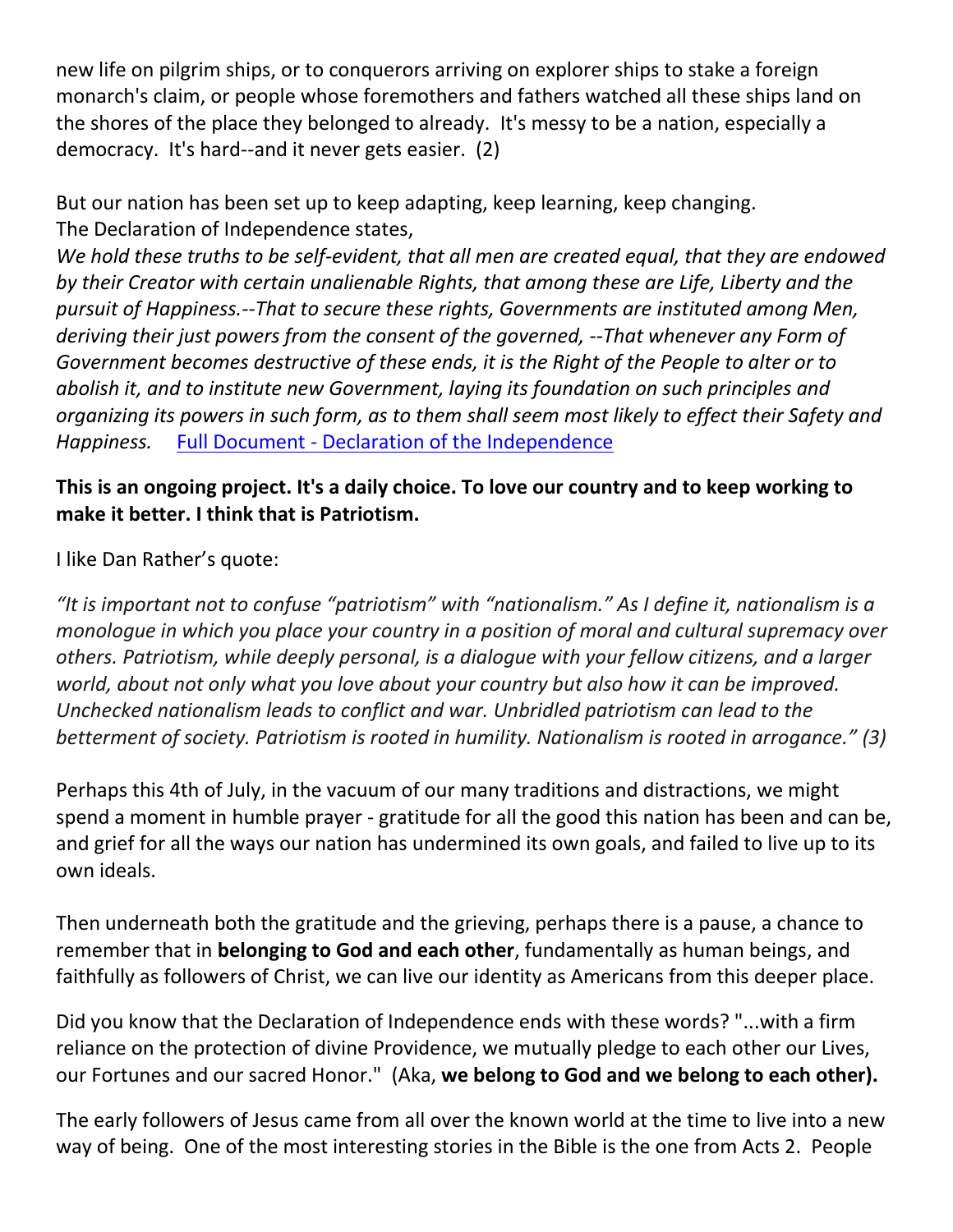new life on pilgrim ships, or to conquerors arriving on explorer ships to stake a foreign monarch's claim, or people whose foremothers and fathers watched all these ships land on the shores of the place they belonged to already. It's messy to be a nation, especially a democracy. It's hard--and it never gets easier. (2)

But our nation has been set up to keep adapting, keep learning, keep changing.
The Declaration of Independence states,
*We hold these truths to be self-evident, that all men are created equal, that they are endowed by their Creator with certain unalienable Rights, that among these are Life, Liberty and the pursuit of Happiness.--That to secure these rights, Governments are instituted among Men, deriving their just powers from the consent of the governed, --That whenever any Form of Government becomes destructive of these ends, it is the Right of the People to alter or to abolish it, and to institute new Government, laying its foundation on such principles and organizing its powers in such form, as to them shall seem most likely to effect their Safety and Happiness.* Full Document - Declaration of the Independence

**This is an ongoing project. It's a daily choice. To love our country and to keep working to make it better. I think that is Patriotism.**

I like Dan Rather's quote:

*"It is important not to confuse "patriotism" with "nationalism." As I define it, nationalism is a monologue in which you place your country in a position of moral and cultural supremacy over others. Patriotism, while deeply personal, is a dialogue with your fellow citizens, and a larger world, about not only what you love about your country but also how it can be improved. Unchecked nationalism leads to conflict and war. Unbridled patriotism can lead to the betterment of society. Patriotism is rooted in humility. Nationalism is rooted in arrogance." (3)*

Perhaps this 4th of July, in the vacuum of our many traditions and distractions, we might spend a moment in humble prayer - gratitude for all the good this nation has been and can be, and grief for all the ways our nation has undermined its own goals, and failed to live up to its own ideals.

Then underneath both the gratitude and the grieving, perhaps there is a pause, a chance to remember that in **belonging to God and each other**, fundamentally as human beings, and faithfully as followers of Christ, we can live our identity as Americans from this deeper place.

Did you know that the Declaration of Independence ends with these words? "...with a firm reliance on the protection of divine Providence, we mutually pledge to each other our Lives, our Fortunes and our sacred Honor." (Aka, **we belong to God and we belong to each other).**

The early followers of Jesus came from all over the known world at the time to live into a new way of being. One of the most interesting stories in the Bible is the one from Acts 2. People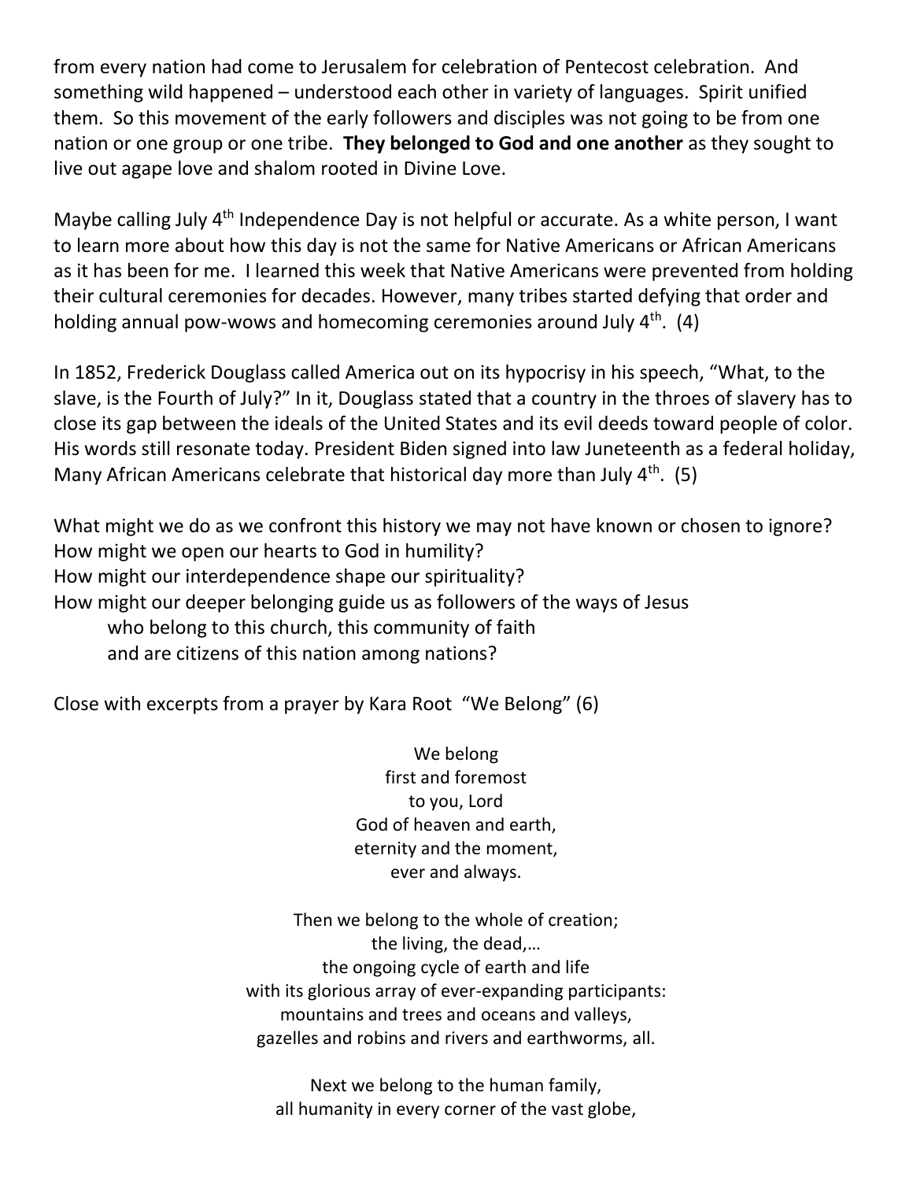from every nation had come to Jerusalem for celebration of Pentecost celebration. And something wild happened – understood each other in variety of languages. Spirit unified them. So this movement of the early followers and disciples was not going to be from one nation or one group or one tribe. **They belonged to God and one another** as they sought to live out agape love and shalom rooted in Divine Love.

Maybe calling July 4th Independence Day is not helpful or accurate. As a white person, I want to learn more about how this day is not the same for Native Americans or African Americans as it has been for me. I learned this week that Native Americans were prevented from holding their cultural ceremonies for decades. However, many tribes started defying that order and holding annual pow-wows and homecoming ceremonies around July 4th. (4)

In 1852, Frederick Douglass called America out on its hypocrisy in his speech, "What, to the slave, is the Fourth of July?" In it, Douglass stated that a country in the throes of slavery has to close its gap between the ideals of the United States and its evil deeds toward people of color. His words still resonate today. President Biden signed into law Juneteenth as a federal holiday, Many African Americans celebrate that historical day more than July 4th. (5)

What might we do as we confront this history we may not have known or chosen to ignore?
How might we open our hearts to God in humility?
How might our interdependence shape our spirituality?
How might our deeper belonging guide us as followers of the ways of Jesus
 who belong to this church, this community of faith
 and are citizens of this nation among nations?

Close with excerpts from a prayer by Kara Root "We Belong" (6)

We belong
first and foremost
to you, Lord
God of heaven and earth,
eternity and the moment,
ever and always.

Then we belong to the whole of creation;
the living, the dead,…
the ongoing cycle of earth and life
with its glorious array of ever-expanding participants:
mountains and trees and oceans and valleys,
gazelles and robins and rivers and earthworms, all.

Next we belong to the human family,
all humanity in every corner of the vast globe,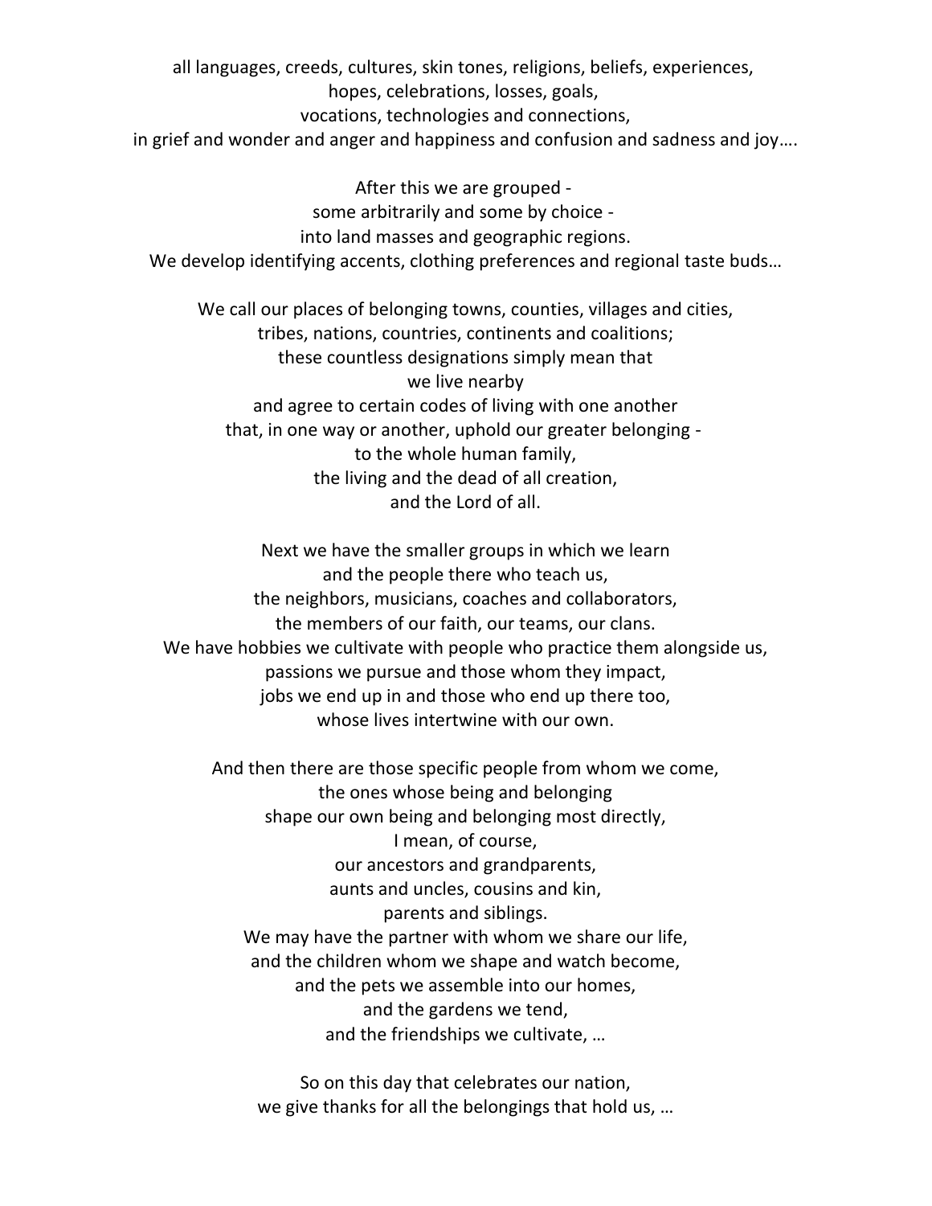all languages, creeds, cultures, skin tones, religions, beliefs, experiences,  
hopes, celebrations, losses, goals,  
vocations, technologies and connections,  
in grief and wonder and anger and happiness and confusion and sadness and joy….

After this we are grouped -  
some arbitrarily and some by choice -  
into land masses and geographic regions.  
We develop identifying accents, clothing preferences and regional taste buds…

We call our places of belonging towns, counties, villages and cities,  
tribes, nations, countries, continents and coalitions;  
these countless designations simply mean that  
we live nearby  
and agree to certain codes of living with one another  
that, in one way or another, uphold our greater belonging -  
to the whole human family,  
the living and the dead of all creation,  
and the Lord of all.

Next we have the smaller groups in which we learn  
and the people there who teach us,  
the neighbors, musicians, coaches and collaborators,  
the members of our faith, our teams, our clans.  
We have hobbies we cultivate with people who practice them alongside us,  
passions we pursue and those whom they impact,  
jobs we end up in and those who end up there too,  
whose lives intertwine with our own.

And then there are those specific people from whom we come,  
the ones whose being and belonging  
shape our own being and belonging most directly,  
I mean, of course,  
our ancestors and grandparents,  
aunts and uncles, cousins and kin,  
parents and siblings.  
We may have the partner with whom we share our life,  
and the children whom we shape and watch become,  
and the pets we assemble into our homes,  
and the gardens we tend,  
and the friendships we cultivate, …

So on this day that celebrates our nation,  
we give thanks for all the belongings that hold us, …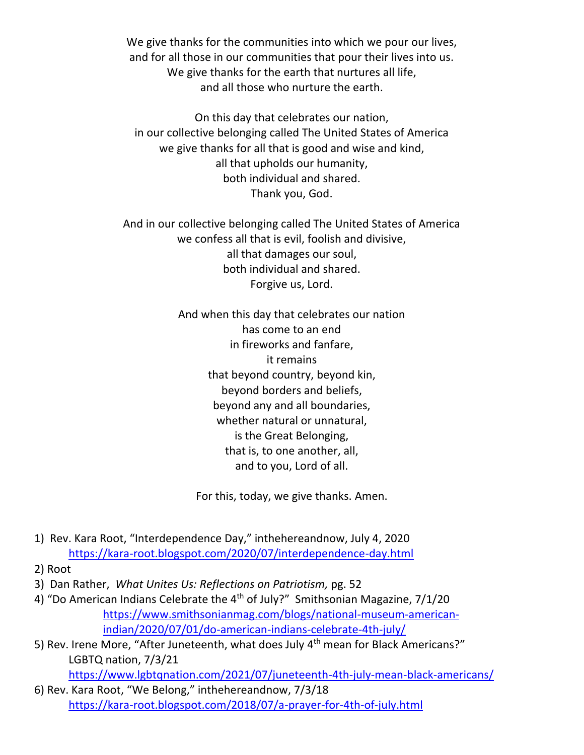We give thanks for the communities into which we pour our lives,
and for all those in our communities that pour their lives into us.
We give thanks for the earth that nurtures all life,
and all those who nurture the earth.

On this day that celebrates our nation,
in our collective belonging called The United States of America
we give thanks for all that is good and wise and kind,
all that upholds our humanity,
both individual and shared.
Thank you, God.

And in our collective belonging called The United States of America
we confess all that is evil, foolish and divisive,
all that damages our soul,
both individual and shared.
Forgive us, Lord.

And when this day that celebrates our nation
has come to an end
in fireworks and fanfare,
it remains
that beyond country, beyond kin,
beyond borders and beliefs,
beyond any and all boundaries,
whether natural or unnatural,
is the Great Belonging,
that is, to one another, all,
and to you, Lord of all.

For this, today, we give thanks. Amen.

1) Rev. Kara Root, "Interdependence Day," inthehereandnow, July 4, 2020
   https://kara-root.blogspot.com/2020/07/interdependence-day.html
2) Root
3) Dan Rather, *What Unites Us: Reflections on Patriotism,* pg. 52
4) "Do American Indians Celebrate the 4th of July?" Smithsonian Magazine, 7/1/20
   https://www.smithsonianmag.com/blogs/national-museum-american-indian/2020/07/01/do-american-indians-celebrate-4th-july/
5) Rev. Irene More, "After Juneteenth, what does July 4th mean for Black Americans?" LGBTQ nation, 7/3/21
   https://www.lgbtqnation.com/2021/07/juneteenth-4th-july-mean-black-americans/
6) Rev. Kara Root, "We Belong," inthehereandnow, 7/3/18
   https://kara-root.blogspot.com/2018/07/a-prayer-for-4th-of-july.html